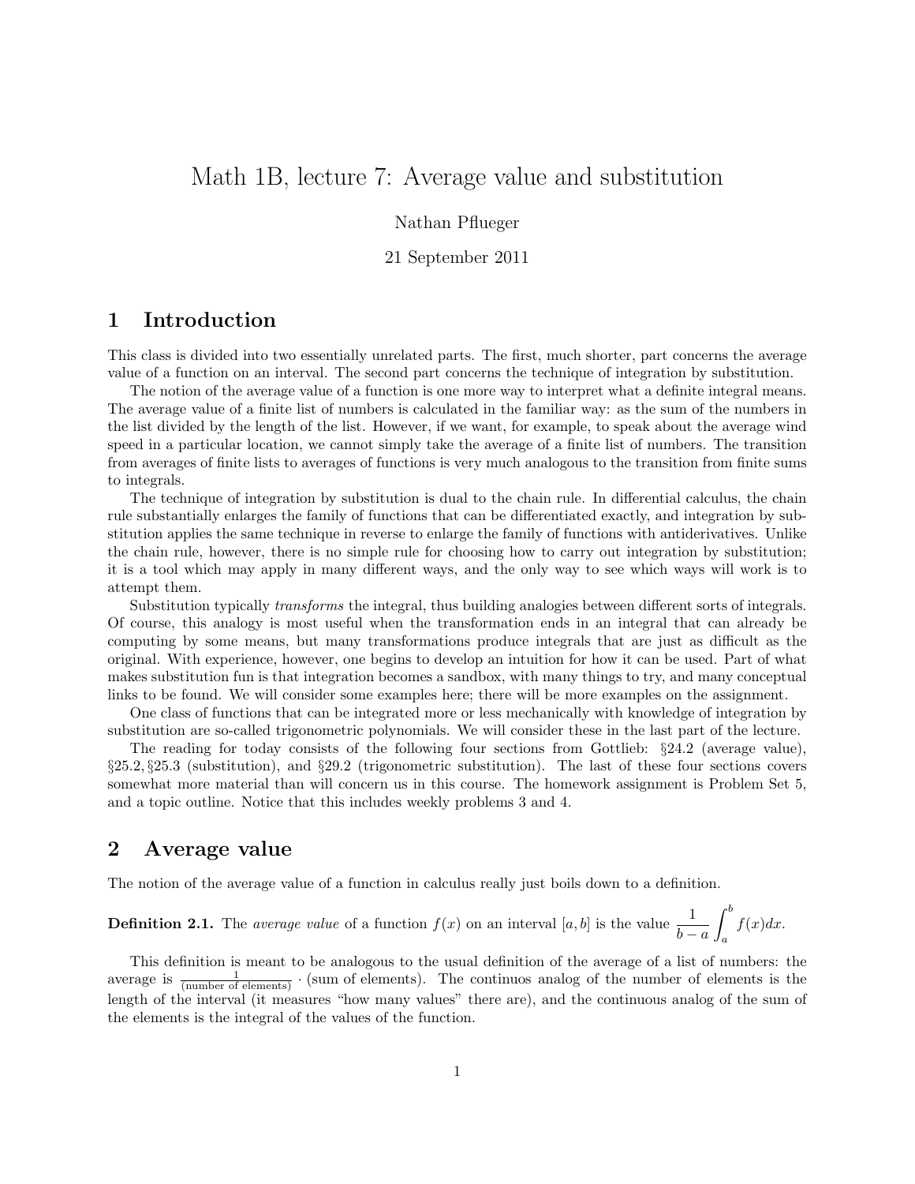# Math 1B, lecture 7: Average value and substitution

Nathan Pflueger

21 September 2011

## 1 Introduction

This class is divided into two essentially unrelated parts. The first, much shorter, part concerns the average value of a function on an interval. The second part concerns the technique of integration by substitution.

The notion of the average value of a function is one more way to interpret what a definite integral means. The average value of a finite list of numbers is calculated in the familiar way: as the sum of the numbers in the list divided by the length of the list. However, if we want, for example, to speak about the average wind speed in a particular location, we cannot simply take the average of a finite list of numbers. The transition from averages of finite lists to averages of functions is very much analogous to the transition from finite sums to integrals.

The technique of integration by substitution is dual to the chain rule. In differential calculus, the chain rule substantially enlarges the family of functions that can be differentiated exactly, and integration by substitution applies the same technique in reverse to enlarge the family of functions with antiderivatives. Unlike the chain rule, however, there is no simple rule for choosing how to carry out integration by substitution; it is a tool which may apply in many different ways, and the only way to see which ways will work is to attempt them.

Substitution typically *transforms* the integral, thus building analogies between different sorts of integrals. Of course, this analogy is most useful when the transformation ends in an integral that can already be computing by some means, but many transformations produce integrals that are just as difficult as the original. With experience, however, one begins to develop an intuition for how it can be used. Part of what makes substitution fun is that integration becomes a sandbox, with many things to try, and many conceptual links to be found. We will consider some examples here; there will be more examples on the assignment.

One class of functions that can be integrated more or less mechanically with knowledge of integration by substitution are so-called trigonometric polynomials. We will consider these in the last part of the lecture.

The reading for today consists of the following four sections from Gottlieb: §24.2 (average value), §25.2, §25.3 (substitution), and §29.2 (trigonometric substitution). The last of these four sections covers somewhat more material than will concern us in this course. The homework assignment is Problem Set 5, and a topic outline. Notice that this includes weekly problems 3 and 4.

## 2 Average value

The notion of the average value of a function in calculus really just boils down to a definition.

**Definition 2.1.** The *average value* of a function $f(x)$ on an interval $[a, b]$ is the value $\dfrac{1}{b-a}\displaystyle\int_a^b f(x)dx$.

This definition is meant to be analogous to the usual definition of the average of a list of numbers: the average is $\frac{1}{(\text{number of elements})} \cdot$ (sum of elements). The continuos analog of the number of elements is the length of the interval (it measures "how many values" there are), and the continuous analog of the sum of the elements is the integral of the values of the function.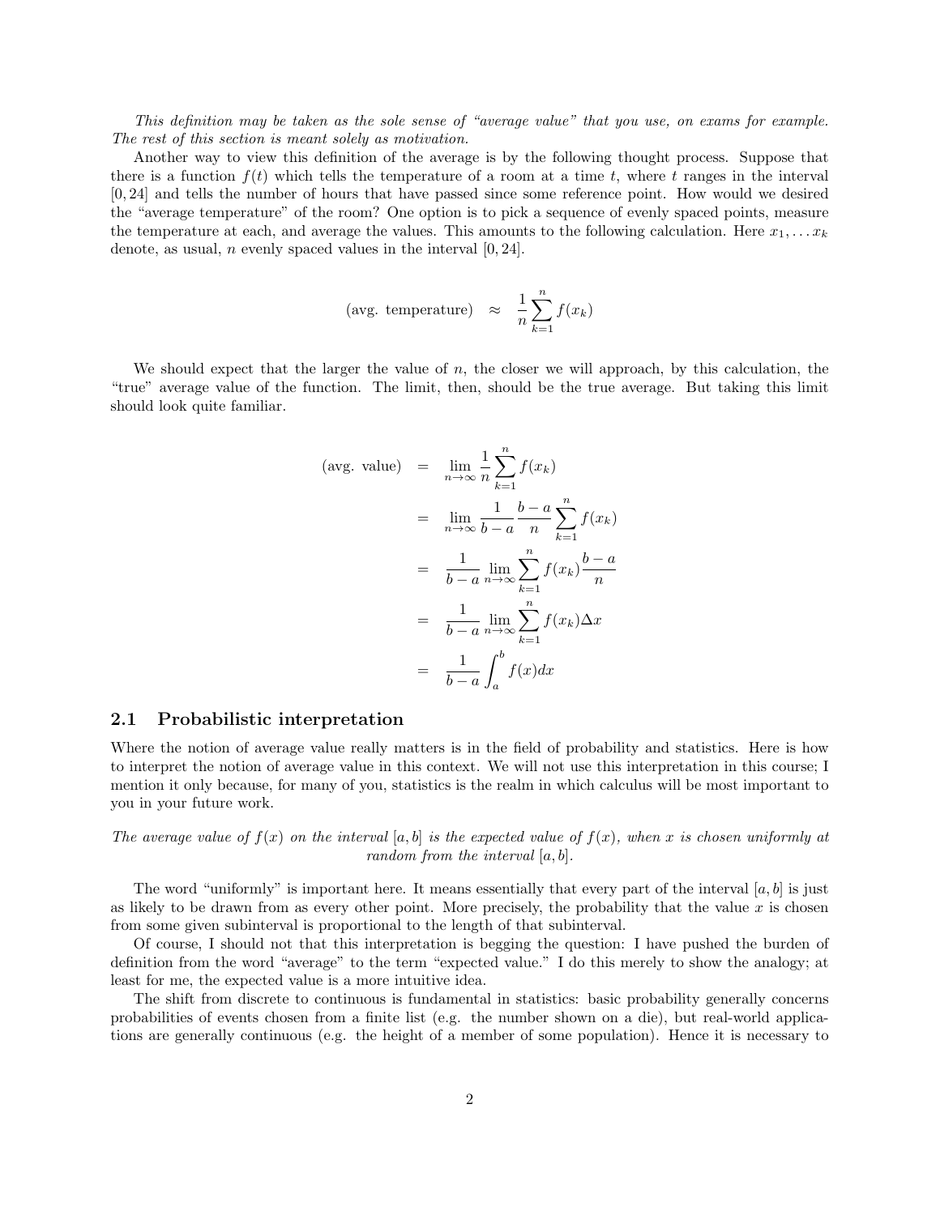*This definition may be taken as the sole sense of "average value" that you use, on exams for example. The rest of this section is meant solely as motivation.*

Another way to view this definition of the average is by the following thought process. Suppose that there is a function $f(t)$ which tells the temperature of a room at a time $t$, where $t$ ranges in the interval $[0, 24]$ and tells the number of hours that have passed since some reference point. How would we desired the "average temperature" of the room? One option is to pick a sequence of evenly spaced points, measure the temperature at each, and average the values. This amounts to the following calculation. Here $x_1, \ldots x_k$ denote, as usual, $n$ evenly spaced values in the interval $[0, 24]$.

$$\text{(avg. temperature)} \quad \approx \quad \frac{1}{n}\sum_{k=1}^{n} f(x_k)$$

We should expect that the larger the value of $n$, the closer we will approach, by this calculation, the "true" average value of the function. The limit, then, should be the true average. But taking this limit should look quite familiar.

$$\begin{aligned}
\text{(avg. value)} \quad &= \quad \lim_{n\to\infty} \frac{1}{n}\sum_{k=1}^{n} f(x_k) \\
&= \quad \lim_{n\to\infty} \frac{1}{b-a}\frac{b-a}{n}\sum_{k=1}^{n} f(x_k) \\
&= \quad \frac{1}{b-a}\lim_{n\to\infty}\sum_{k=1}^{n} f(x_k)\frac{b-a}{n} \\
&= \quad \frac{1}{b-a}\lim_{n\to\infty}\sum_{k=1}^{n} f(x_k)\Delta x \\
&= \quad \frac{1}{b-a}\int_a^b f(x)dx
\end{aligned}$$

### 2.1 Probabilistic interpretation

Where the notion of average value really matters is in the field of probability and statistics. Here is how to interpret the notion of average value in this context. We will not use this interpretation in this course; I mention it only because, for many of you, statistics is the realm in which calculus will be most important to you in your future work.

*The average value of $f(x)$ on the interval $[a, b]$ is the expected value of $f(x)$, when $x$ is chosen uniformly at random from the interval $[a, b]$.*

The word "uniformly" is important here. It means essentially that every part of the interval $[a, b]$ is just as likely to be drawn from as every other point. More precisely, the probability that the value $x$ is chosen from some given subinterval is proportional to the length of that subinterval.

Of course, I should not that this interpretation is begging the question: I have pushed the burden of definition from the word "average" to the term "expected value." I do this merely to show the analogy; at least for me, the expected value is a more intuitive idea.

The shift from discrete to continuous is fundamental in statistics: basic probability generally concerns probabilities of events chosen from a finite list (e.g. the number shown on a die), but real-world applications are generally continuous (e.g. the height of a member of some population). Hence it is necessary to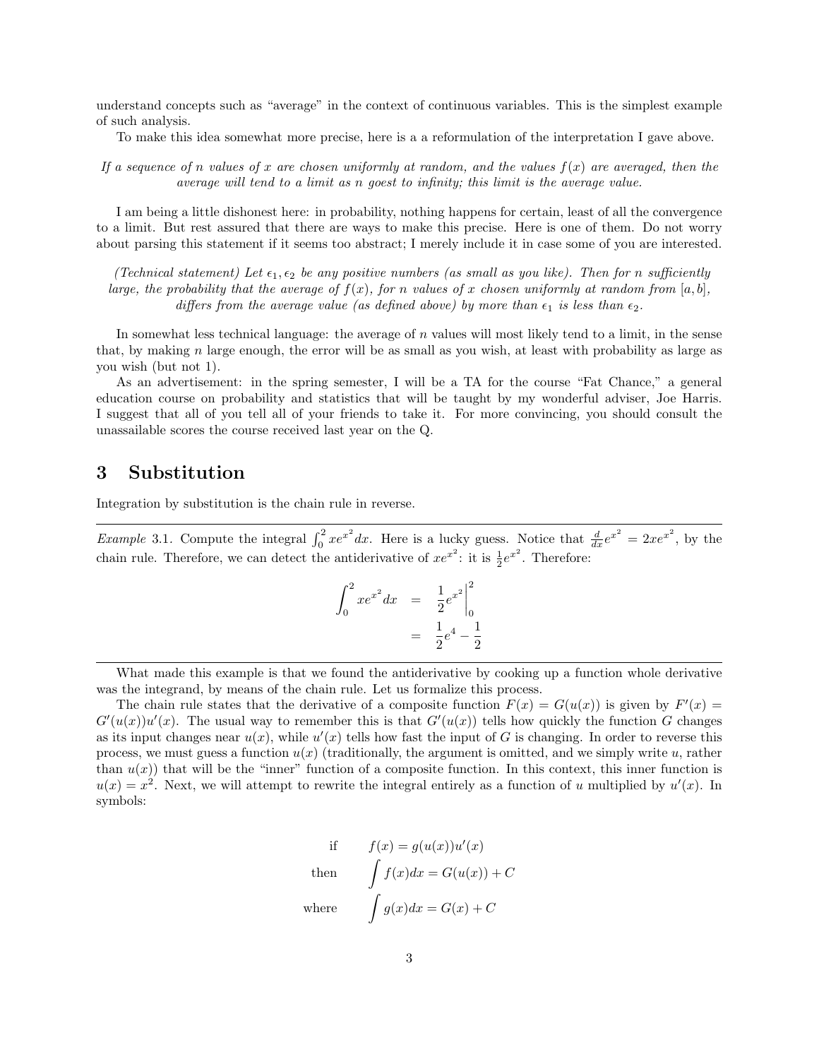understand concepts such as "average" in the context of continuous variables. This is the simplest example of such analysis.

To make this idea somewhat more precise, here is a a reformulation of the interpretation I gave above.

*If a sequence of $n$ values of $x$ are chosen uniformly at random, and the values $f(x)$ are averaged, then the average will tend to a limit as $n$ goest to infinity; this limit is the average value.*

I am being a little dishonest here: in probability, nothing happens for certain, least of all the convergence to a limit. But rest assured that there are ways to make this precise. Here is one of them. Do not worry about parsing this statement if it seems too abstract; I merely include it in case some of you are interested.

*(Technical statement) Let $\epsilon_1, \epsilon_2$ be any positive numbers (as small as you like). Then for $n$ sufficiently large, the probability that the average of $f(x)$, for $n$ values of $x$ chosen uniformly at random from $[a, b]$, differs from the average value (as defined above) by more than $\epsilon_1$ is less than $\epsilon_2$.*

In somewhat less technical language: the average of $n$ values will most likely tend to a limit, in the sense that, by making $n$ large enough, the error will be as small as you wish, at least with probability as large as you wish (but not 1).

As an advertisement: in the spring semester, I will be a TA for the course "Fat Chance," a general education course on probability and statistics that will be taught by my wonderful adviser, Joe Harris. I suggest that all of you tell all of your friends to take it. For more convincing, you should consult the unassailable scores the course received last year on the Q.

## 3 Substitution

Integration by substitution is the chain rule in reverse.

---

*Example* 3.1. Compute the integral $\int_0^2 xe^{x^2} dx$. Here is a lucky guess. Notice that $\frac{d}{dx}e^{x^2} = 2xe^{x^2}$, by the chain rule. Therefore, we can detect the antiderivative of $xe^{x^2}$: it is $\frac{1}{2}e^{x^2}$. Therefore:

$$
\begin{aligned}
\int_0^2 xe^{x^2} dx &= \left. \frac{1}{2}e^{x^2} \right|_0^2 \\
&= \frac{1}{2}e^4 - \frac{1}{2}
\end{aligned}
$$

---

What made this example is that we found the antiderivative by cooking up a function whole derivative was the integrand, by means of the chain rule. Let us formalize this process.

The chain rule states that the derivative of a composite function $F(x) = G(u(x))$ is given by $F'(x) = G'(u(x))u'(x)$. The usual way to remember this is that $G'(u(x))$ tells how quickly the function $G$ changes as its input changes near $u(x)$, while $u'(x)$ tells how fast the input of $G$ is changing. In order to reverse this process, we must guess a function $u(x)$ (traditionally, the argument is omitted, and we simply write $u$, rather than $u(x)$) that will be the "inner" function of a composite function. In this context, this inner function is $u(x) = x^2$. Next, we will attempt to rewrite the integral entirely as a function of $u$ multiplied by $u'(x)$. In symbols:

$$
\begin{aligned}
\text{if} \qquad & f(x) = g(u(x))u'(x) \\
\text{then} \qquad & \int f(x)dx = G(u(x)) + C \\
\text{where} \qquad & \int g(x)dx = G(x) + C
\end{aligned}
$$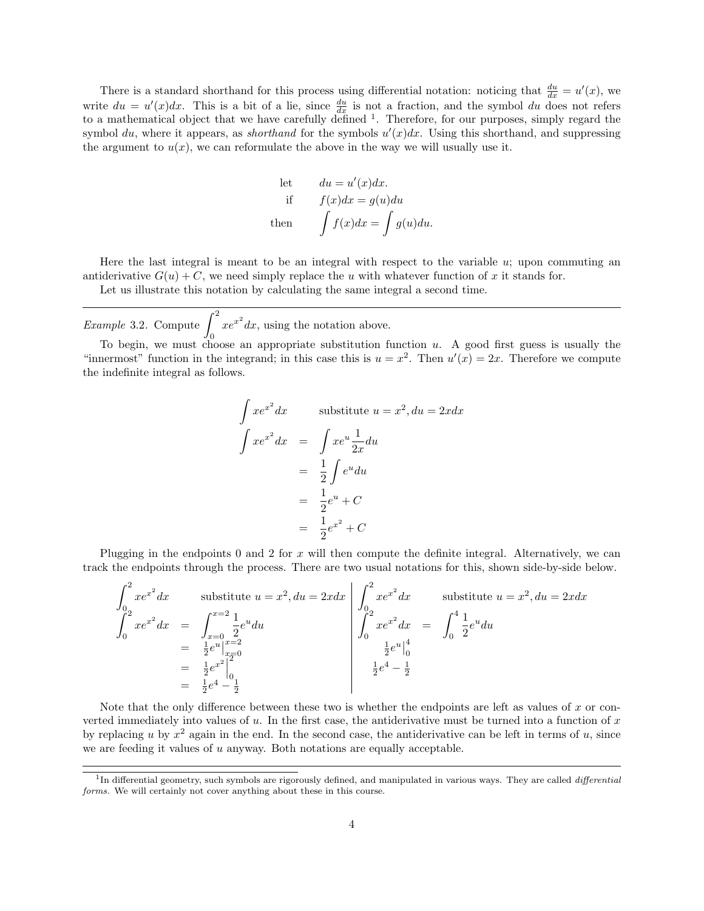There is a standard shorthand for this process using differential notation: noticing that $\frac{du}{dx} = u'(x)$, we write $du = u'(x)dx$. This is a bit of a lie, since $\frac{du}{dx}$ is not a fraction, and the symbol $du$ does not refers to a mathematical object that we have carefully defined [1]. Therefore, for our purposes, simply regard the symbol $du$, where it appears, as *shorthand* for the symbols $u'(x)dx$. Using this shorthand, and suppressing the argument to $u(x)$, we can reformulate the above in the way we will usually use it.

$$\begin{array}{rl} \text{let} & du = u'(x)dx. \\ \text{if} & f(x)dx = g(u)du \\ \text{then} & \displaystyle\int f(x)dx = \int g(u)du. \end{array}$$

Here the last integral is meant to be an integral with respect to the variable $u$; upon commuting an antiderivative $G(u) + C$, we need simply replace the $u$ with whatever function of $x$ it stands for.

Let us illustrate this notation by calculating the same integral a second time.

---

*Example* 3.2. Compute $\displaystyle\int_0^2 xe^{x^2}dx$, using the notation above.

To begin, we must choose an appropriate substitution function $u$. A good first guess is usually the "innermost" function in the integrand; in this case this is $u = x^2$. Then $u'(x) = 2x$. Therefore we compute the indefinite integral as follows.

$$\begin{array}{rcl} \displaystyle\int xe^{x^2}dx & & \text{substitute } u = x^2, du = 2xdx \\ \displaystyle\int xe^{x^2}dx & = & \displaystyle\int xe^u \frac{1}{2x}du \\ & = & \displaystyle\frac{1}{2}\int e^u du \\ & = & \displaystyle\frac{1}{2}e^u + C \\ & = & \displaystyle\frac{1}{2}e^{x^2} + C \end{array}$$

Plugging in the endpoints 0 and 2 for $x$ will then compute the definite integral. Alternatively, we can track the endpoints through the process. There are two usual notations for this, shown side-by-side below.

$$\begin{array}{rcl} \displaystyle\int_0^2 xe^{x^2}dx & & \text{substitute } u = x^2, du = 2xdx \\ \displaystyle\int_0^2 xe^{x^2}dx & = & \displaystyle\int_{x=0}^{x=2} \frac{1}{2}e^u du \\ & = & \frac{1}{2}e^u\Big|_{x=0}^{x=2} \\ & = & \frac{1}{2}e^{x^2}\Big|_0^2 \\ & = & \frac{1}{2}e^4 - \frac{1}{2} \end{array}$$

$$\begin{array}{rcl} \displaystyle\int_0^2 xe^{x^2}dx & & \text{substitute } u = x^2, du = 2xdx \\ \displaystyle\int_0^2 xe^{x^2}dx & = & \displaystyle\int_0^4 \frac{1}{2}e^u du \\ & & \frac{1}{2}e^u\Big|_0^4 \\ & & \frac{1}{2}e^4 - \frac{1}{2} \end{array}$$

Note that the only difference between these two is whether the endpoints are left as values of $x$ or converted immediately into values of $u$. In the first case, the antiderivative must be turned into a function of $x$ by replacing $u$ by $x^2$ again in the end. In the second case, the antiderivative can be left in terms of $u$, since we are feeding it values of $u$ anyway. Both notations are equally acceptable.

---

[1] In differential geometry, such symbols are rigorously defined, and manipulated in various ways. They are called *differential forms*. We will certainly not cover anything about these in this course.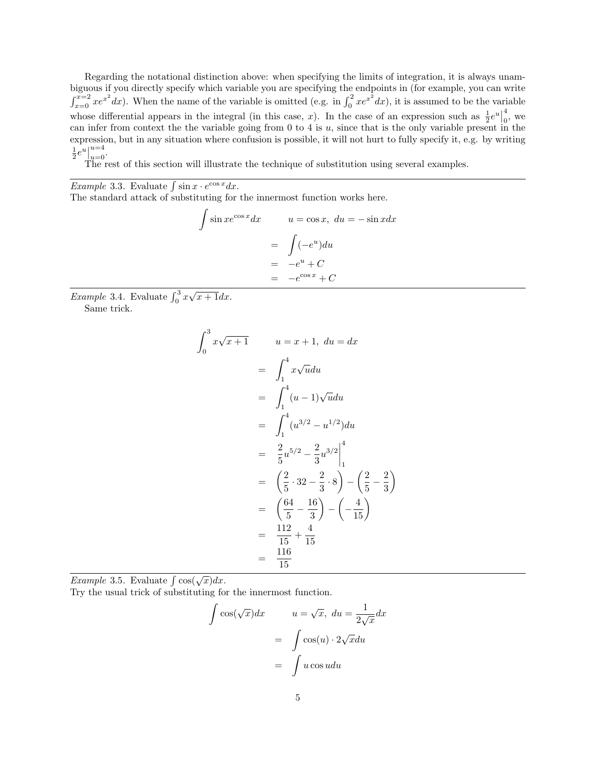Regarding the notational distinction above: when specifying the limits of integration, it is always unambiguous if you directly specify which variable you are specifying the endpoints in (for example, you can write $\int_{x=0}^{x=2} xe^{x^2}dx$). When the name of the variable is omitted (e.g. in $\int_0^2 xe^{x^2}dx$), it is assumed to be the variable whose differential appears in the integral (in this case, $x$). In the case of an expression such as $\frac{1}{2}e^u\Big|_0^4$, we can infer from context the the variable going from 0 to 4 is $u$, since that is the only variable present in the expression, but in any situation where confusion is possible, it will not hurt to fully specify it, e.g. by writing $\frac{1}{2}e^u\Big|_{u=0}^{u=4}$.

The rest of this section will illustrate the technique of substitution using several examples.

---

*Example* 3.3. Evaluate $\int \sin x \cdot e^{\cos x}dx$.

The standard attack of substituting for the innermost function works here.

$$
\begin{aligned}
&\int \sin x e^{\cos x}dx \qquad u = \cos x,\ du = -\sin x dx \\
&= \int (-e^u)du \\
&= -e^u + C \\
&= -e^{\cos x} + C
\end{aligned}
$$

---

*Example* 3.4. Evaluate $\int_0^3 x\sqrt{x+1}dx$.

Same trick.

$$
\begin{aligned}
&\int_0^3 x\sqrt{x+1} \qquad u = x+1,\ du = dx \\
&= \int_1^4 x\sqrt{u}du \\
&= \int_1^4 (u-1)\sqrt{u}du \\
&= \int_1^4 (u^{3/2} - u^{1/2})du \\
&= \frac{2}{5}u^{5/2} - \frac{2}{3}u^{3/2}\Big|_1^4 \\
&= \left(\frac{2}{5}\cdot 32 - \frac{2}{3}\cdot 8\right) - \left(\frac{2}{5} - \frac{2}{3}\right) \\
&= \left(\frac{64}{5} - \frac{16}{3}\right) - \left(-\frac{4}{15}\right) \\
&= \frac{112}{15} + \frac{4}{15} \\
&= \frac{116}{15}
\end{aligned}
$$

---

*Example* 3.5. Evaluate $\int \cos(\sqrt{x})dx$.

Try the usual trick of substituting for the innermost function.

$$
\begin{aligned}
&\int \cos(\sqrt{x})dx \qquad u = \sqrt{x},\ du = \frac{1}{2\sqrt{x}}dx \\
&= \int \cos(u)\cdot 2\sqrt{x}du \\
&= \int u\cos u du
\end{aligned}
$$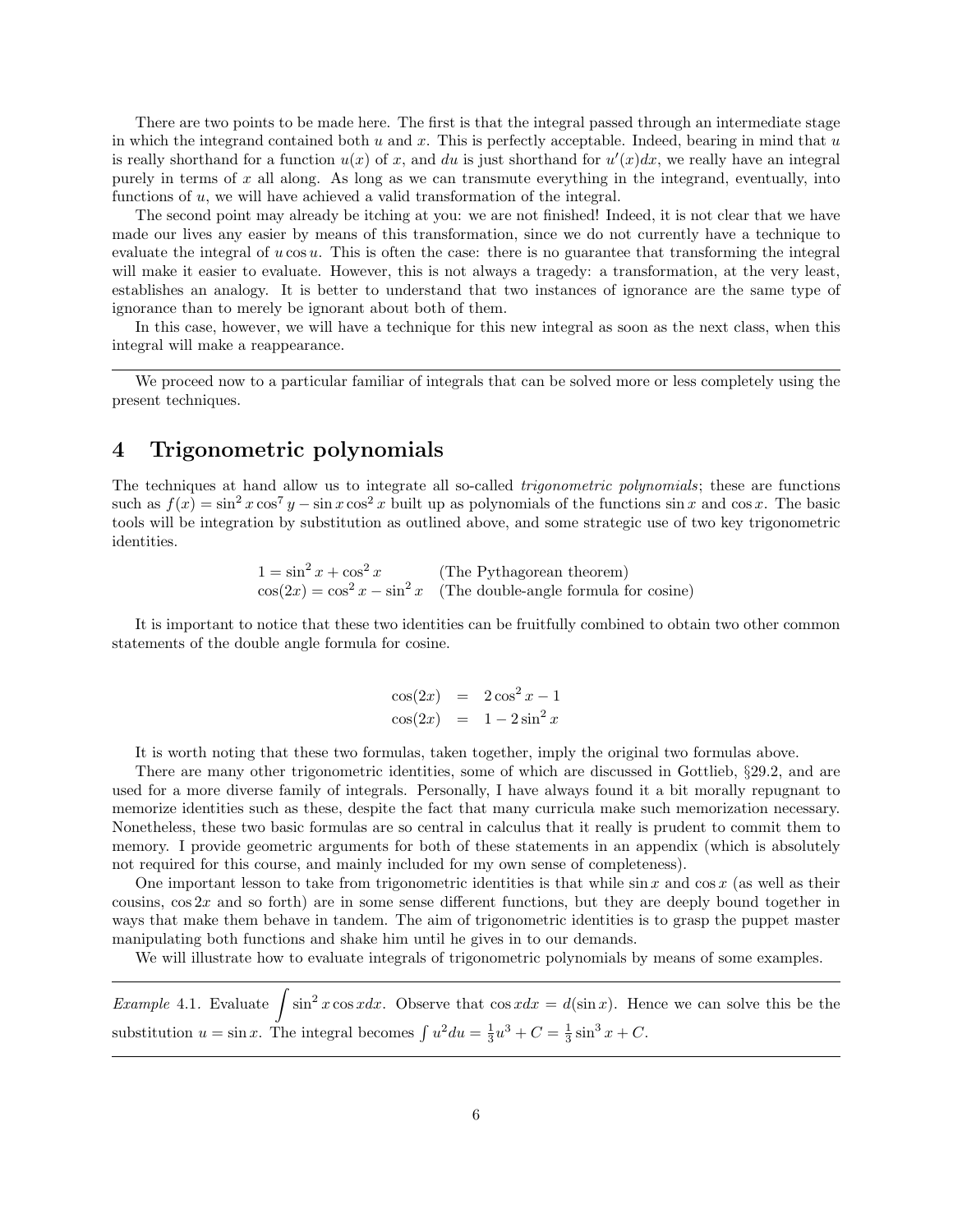There are two points to be made here. The first is that the integral passed through an intermediate stage in which the integrand contained both $u$ and $x$. This is perfectly acceptable. Indeed, bearing in mind that $u$ is really shorthand for a function $u(x)$ of $x$, and $du$ is just shorthand for $u'(x)dx$, we really have an integral purely in terms of $x$ all along. As long as we can transmute everything in the integrand, eventually, into functions of $u$, we will have achieved a valid transformation of the integral.

The second point may already be itching at you: we are not finished! Indeed, it is not clear that we have made our lives any easier by means of this transformation, since we do not currently have a technique to evaluate the integral of $u \cos u$. This is often the case: there is no guarantee that transforming the integral will make it easier to evaluate. However, this is not always a tragedy: a transformation, at the very least, establishes an analogy. It is better to understand that two instances of ignorance are the same type of ignorance than to merely be ignorant about both of them.

In this case, however, we will have a technique for this new integral as soon as the next class, when this integral will make a reappearance.

---

We proceed now to a particular familiar of integrals that can be solved more or less completely using the present techniques.

## 4 Trigonometric polynomials

The techniques at hand allow us to integrate all so-called *trigonometric polynomials*; these are functions such as $f(x) = \sin^2 x \cos^7 y - \sin x \cos^2 x$ built up as polynomials of the functions $\sin x$ and $\cos x$. The basic tools will be integration by substitution as outlined above, and some strategic use of two key trigonometric identities.

$$1 = \sin^2 x + \cos^2 x \quad \text{(The Pythagorean theorem)}$$
$$\cos(2x) = \cos^2 x - \sin^2 x \quad \text{(The double-angle formula for cosine)}$$

It is important to notice that these two identities can be fruitfully combined to obtain two other common statements of the double angle formula for cosine.

$$\begin{aligned} \cos(2x) &= 2\cos^2 x - 1 \\ \cos(2x) &= 1 - 2\sin^2 x \end{aligned}$$

It is worth noting that these two formulas, taken together, imply the original two formulas above.

There are many other trigonometric identities, some of which are discussed in Gottlieb, §29.2, and are used for a more diverse family of integrals. Personally, I have always found it a bit morally repugnant to memorize identities such as these, despite the fact that many curricula make such memorization necessary. Nonetheless, these two basic formulas are so central in calculus that it really is prudent to commit them to memory. I provide geometric arguments for both of these statements in an appendix (which is absolutely not required for this course, and mainly included for my own sense of completeness).

One important lesson to take from trigonometric identities is that while $\sin x$ and $\cos x$ (as well as their cousins, $\cos 2x$ and so forth) are in some sense different functions, but they are deeply bound together in ways that make them behave in tandem. The aim of trigonometric identities is to grasp the puppet master manipulating both functions and shake him until he gives in to our demands.

We will illustrate how to evaluate integrals of trigonometric polynomials by means of some examples.

---

*Example* 4.1. Evaluate $\displaystyle\int \sin^2 x \cos x dx$. Observe that $\cos x dx = d(\sin x)$. Hence we can solve this be the substitution $u = \sin x$. The integral becomes $\int u^2 du = \frac{1}{3}u^3 + C = \frac{1}{3}\sin^3 x + C$.

---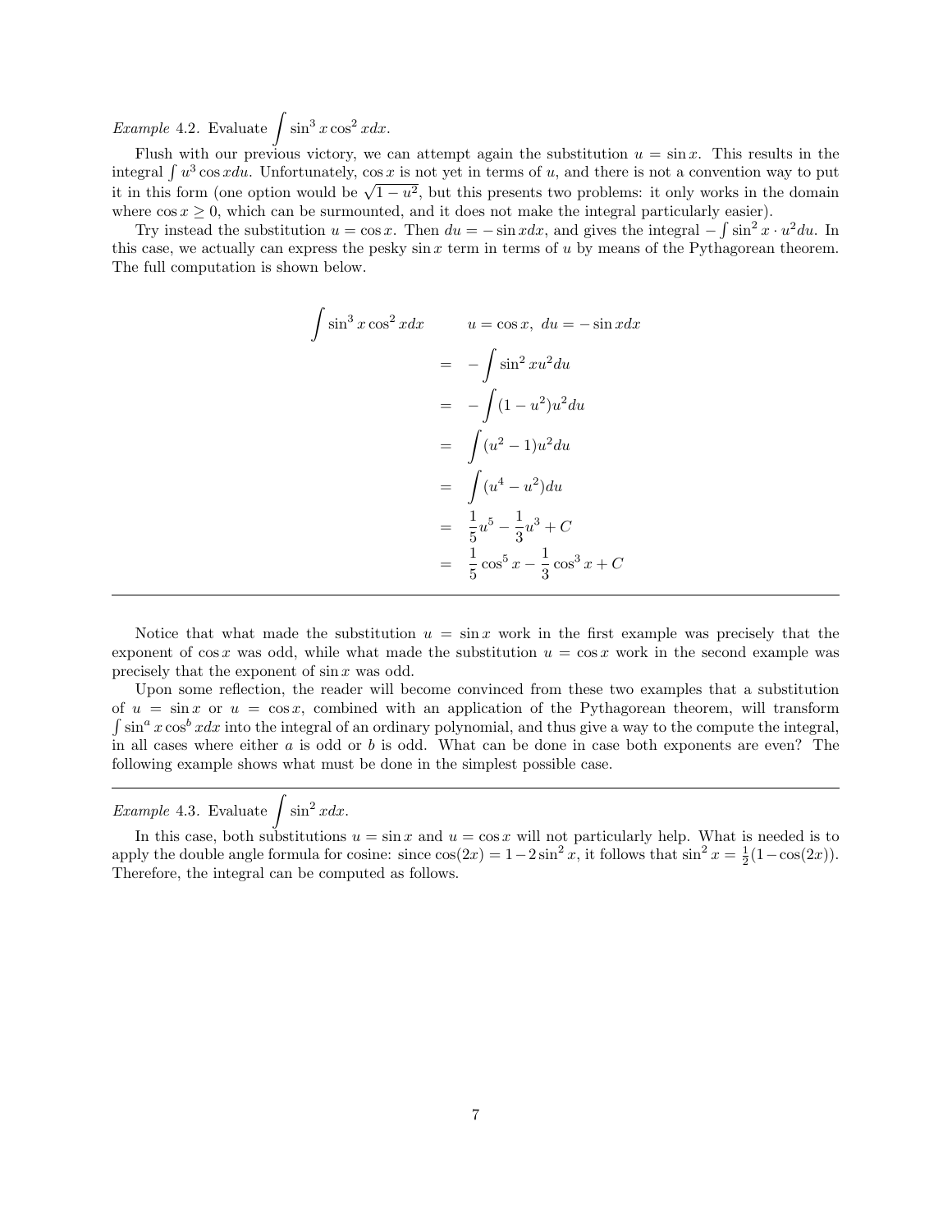*Example* 4.2. Evaluate $\int \sin^3 x \cos^2 x dx$.

Flush with our previous victory, we can attempt again the substitution $u = \sin x$. This results in the integral $\int u^3 \cos x du$. Unfortunately, $\cos x$ is not yet in terms of $u$, and there is not a convention way to put it in this form (one option would be $\sqrt{1-u^2}$, but this presents two problems: it only works in the domain where $\cos x \geq 0$, which can be surmounted, and it does not make the integral particularly easier).

Try instead the substitution $u = \cos x$. Then $du = -\sin x dx$, and gives the integral $-\int \sin^2 x \cdot u^2 du$. In this case, we actually can express the pesky $\sin x$ term in terms of $u$ by means of the Pythagorean theorem. The full computation is shown below.

$$
\begin{aligned}
\int \sin^3 x \cos^2 x dx & \qquad u = \cos x,\ du = -\sin x dx \\
&= -\int \sin^2 x u^2 du \\
&= -\int (1-u^2) u^2 du \\
&= \int (u^2 - 1) u^2 du \\
&= \int (u^4 - u^2) du \\
&= \frac{1}{5}u^5 - \frac{1}{3}u^3 + C \\
&= \frac{1}{5}\cos^5 x - \frac{1}{3}\cos^3 x + C
\end{aligned}
$$

---

Notice that what made the substitution $u = \sin x$ work in the first example was precisely that the exponent of $\cos x$ was odd, while what made the substitution $u = \cos x$ work in the second example was precisely that the exponent of $\sin x$ was odd.

Upon some reflection, the reader will become convinced from these two examples that a substitution of $u = \sin x$ or $u = \cos x$, combined with an application of the Pythagorean theorem, will transform $\int \sin^a x \cos^b x dx$ into the integral of an ordinary polynomial, and thus give a way to the compute the integral, in all cases where either $a$ is odd or $b$ is odd. What can be done in case both exponents are even? The following example shows what must be done in the simplest possible case.

---

*Example* 4.3. Evaluate $\int \sin^2 x dx$.

In this case, both substitutions $u = \sin x$ and $u = \cos x$ will not particularly help. What is needed is to apply the double angle formula for cosine: since $\cos(2x) = 1 - 2\sin^2 x$, it follows that $\sin^2 x = \frac{1}{2}(1 - \cos(2x))$. Therefore, the integral can be computed as follows.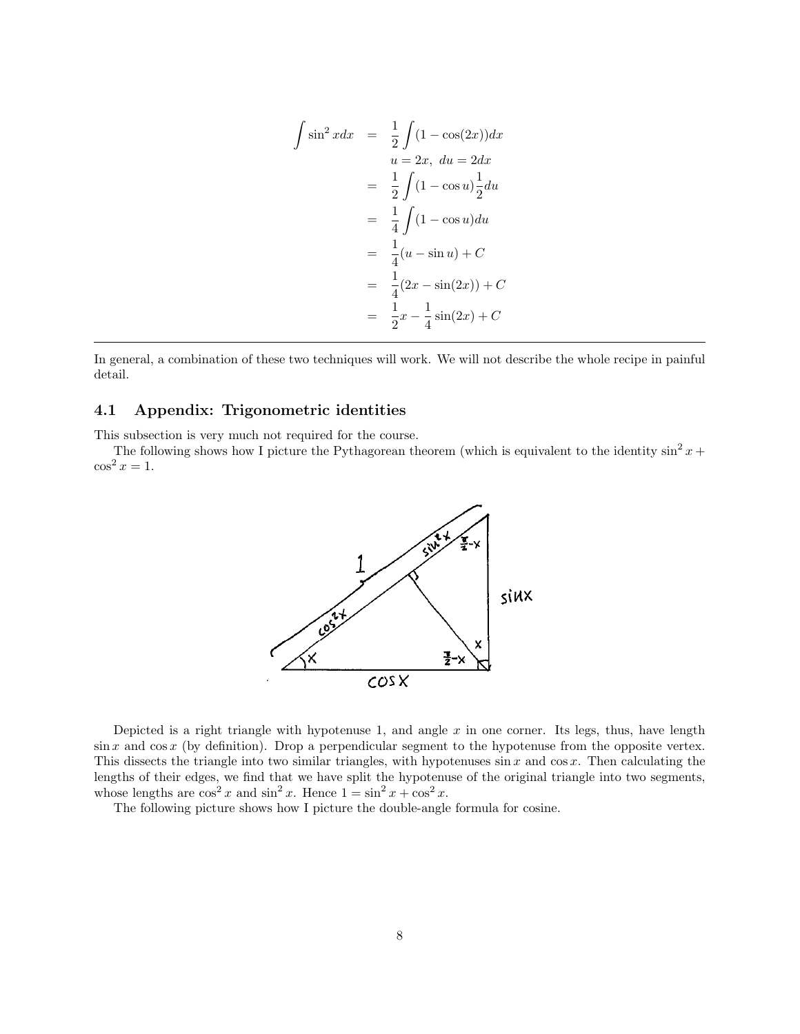$$
\begin{aligned}
\int \sin^2 x dx &= \frac{1}{2}\int (1-\cos(2x))dx \\
& \quad u = 2x,\ du = 2dx \\
&= \frac{1}{2}\int (1-\cos u)\frac{1}{2}du \\
&= \frac{1}{4}\int (1-\cos u)du \\
&= \frac{1}{4}(u - \sin u) + C \\
&= \frac{1}{4}(2x - \sin(2x)) + C \\
&= \frac{1}{2}x - \frac{1}{4}\sin(2x) + C
\end{aligned}
$$

---

In general, a combination of these two techniques will work. We will not describe the whole recipe in painful detail.

## 4.1 Appendix: Trigonometric identities

This subsection is very much not required for the course.

The following shows how I picture the Pythagorean theorem (which is equivalent to the identity $\sin^2 x + \cos^2 x = 1$.

Depicted is a right triangle with hypotenuse 1, and angle $x$ in one corner. Its legs, thus, have length $\sin x$ and $\cos x$ (by definition). Drop a perpendicular segment to the hypotenuse from the opposite vertex. This dissects the triangle into two similar triangles, with hypotenuses $\sin x$ and $\cos x$. Then calculating the lengths of their edges, we find that we have split the hypotenuse of the original triangle into two segments, whose lengths are $\cos^2 x$ and $\sin^2 x$. Hence $1 = \sin^2 x + \cos^2 x$.

The following picture shows how I picture the double-angle formula for cosine.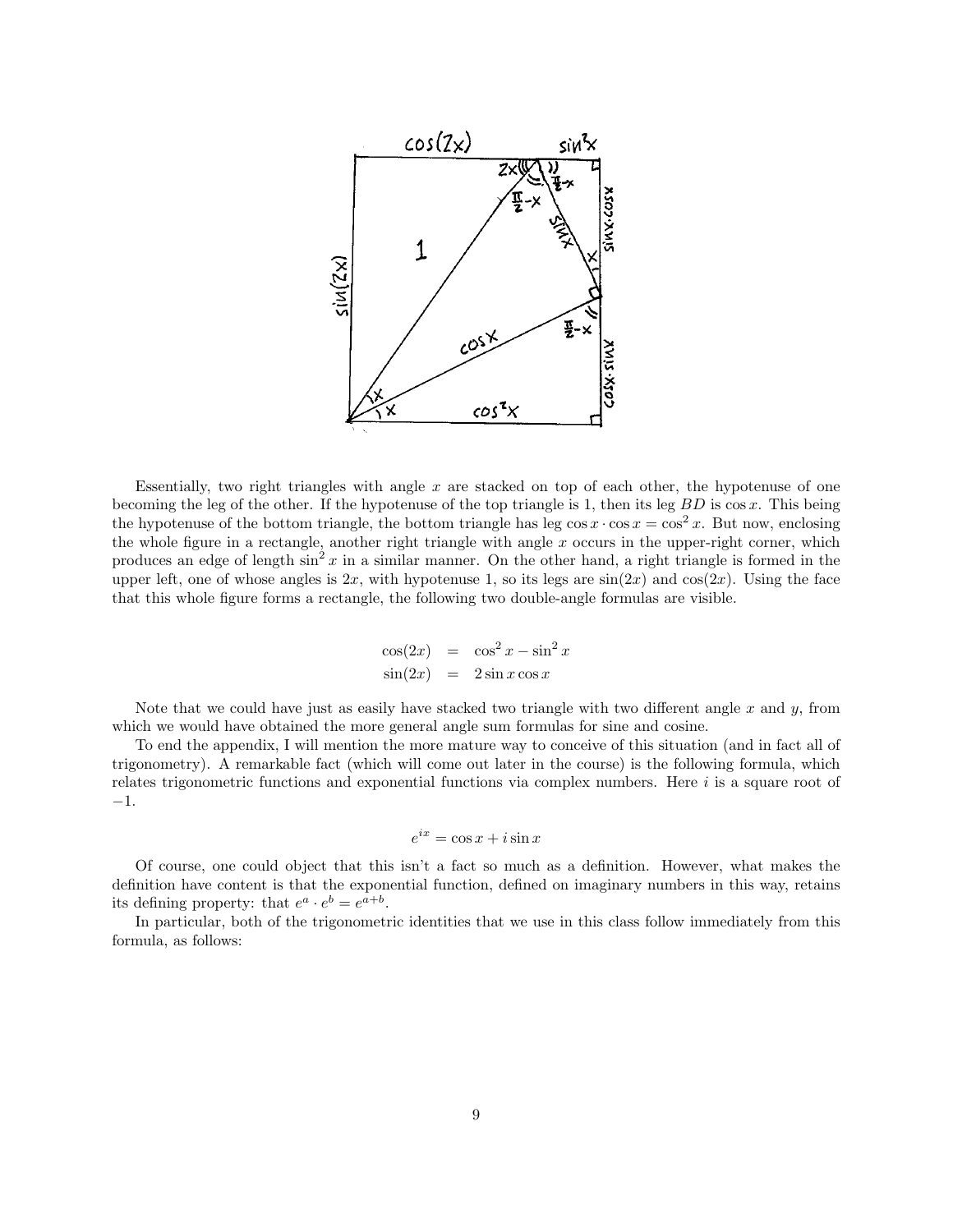Essentially, two right triangles with angle $x$ are stacked on top of each other, the hypotenuse of one becoming the leg of the other. If the hypotenuse of the top triangle is 1, then its leg $BD$ is $\cos x$. This being the hypotenuse of the bottom triangle, the bottom triangle has leg $\cos x \cdot \cos x = \cos^2 x$. But now, enclosing the whole figure in a rectangle, another right triangle with angle $x$ occurs in the upper-right corner, which produces an edge of length $\sin^2 x$ in a similar manner. On the other hand, a right triangle is formed in the upper left, one of whose angles is $2x$, with hypotenuse 1, so its legs are $\sin(2x)$ and $\cos(2x)$. Using the face that this whole figure forms a rectangle, the following two double-angle formulas are visible.

$$\begin{aligned}
\cos(2x) &= \cos^2 x - \sin^2 x \\
\sin(2x) &= 2 \sin x \cos x
\end{aligned}$$

Note that we could have just as easily have stacked two triangle with two different angle $x$ and $y$, from which we would have obtained the more general angle sum formulas for sine and cosine.

To end the appendix, I will mention the more mature way to conceive of this situation (and in fact all of trigonometry). A remarkable fact (which will come out later in the course) is the following formula, which relates trigonometric functions and exponential functions via complex numbers. Here $i$ is a square root of $-1$.

$$e^{ix} = \cos x + i \sin x$$

Of course, one could object that this isn't a fact so much as a definition. However, what makes the definition have content is that the exponential function, defined on imaginary numbers in this way, retains its defining property: that $e^a \cdot e^b = e^{a+b}$.

In particular, both of the trigonometric identities that we use in this class follow immediately from this formula, as follows: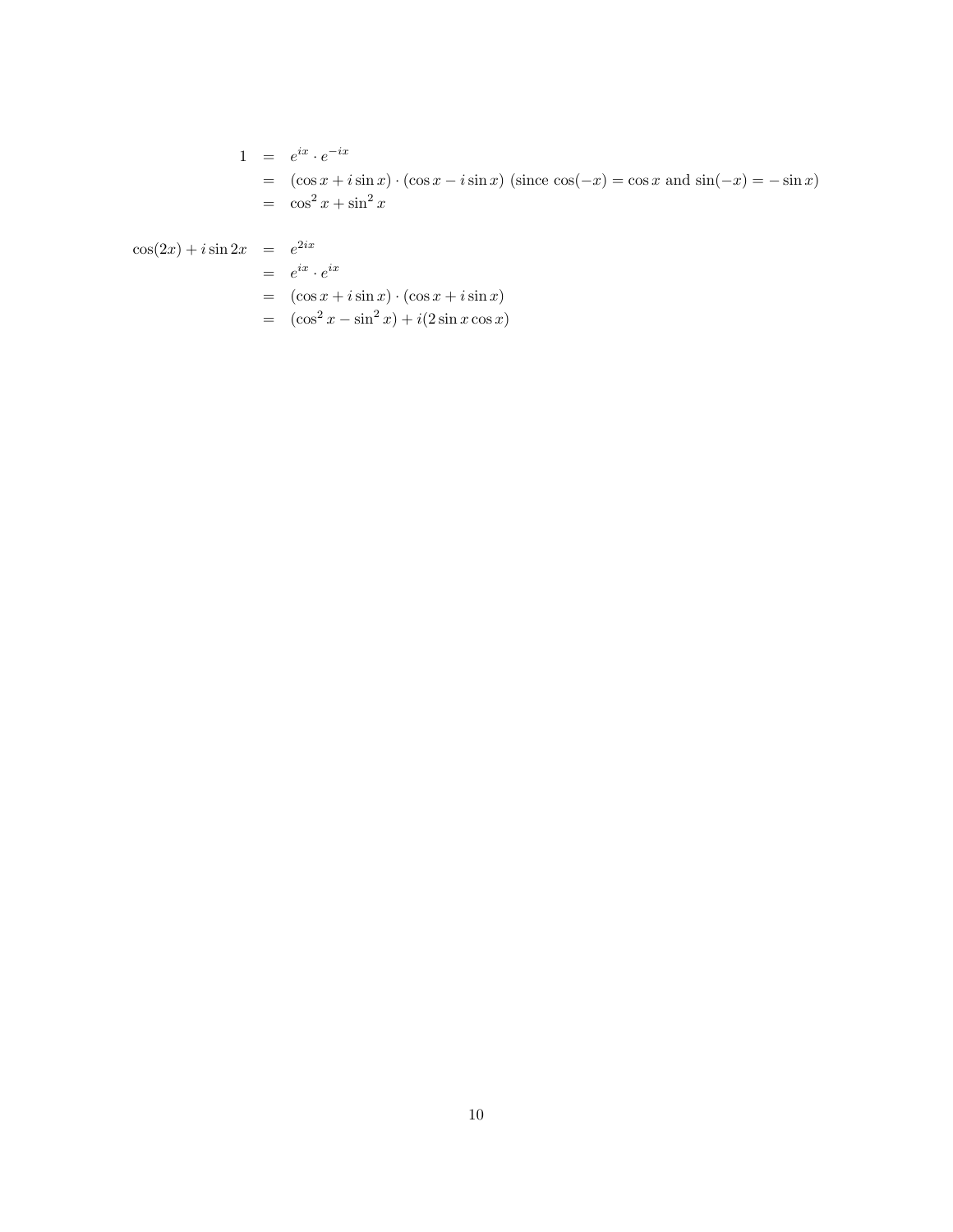$$
\begin{aligned}
1 &= e^{ix} \cdot e^{-ix} \\
&= (\cos x + i \sin x) \cdot (\cos x - i \sin x) \text{ (since } \cos(-x) = \cos x \text{ and } \sin(-x) = -\sin x) \\
&= \cos^2 x + \sin^2 x
\end{aligned}
$$

$$
\begin{aligned}
\cos(2x) + i \sin 2x &= e^{2ix} \\
&= e^{ix} \cdot e^{ix} \\
&= (\cos x + i \sin x) \cdot (\cos x + i \sin x) \\
&= (\cos^2 x - \sin^2 x) + i(2 \sin x \cos x)
\end{aligned}
$$